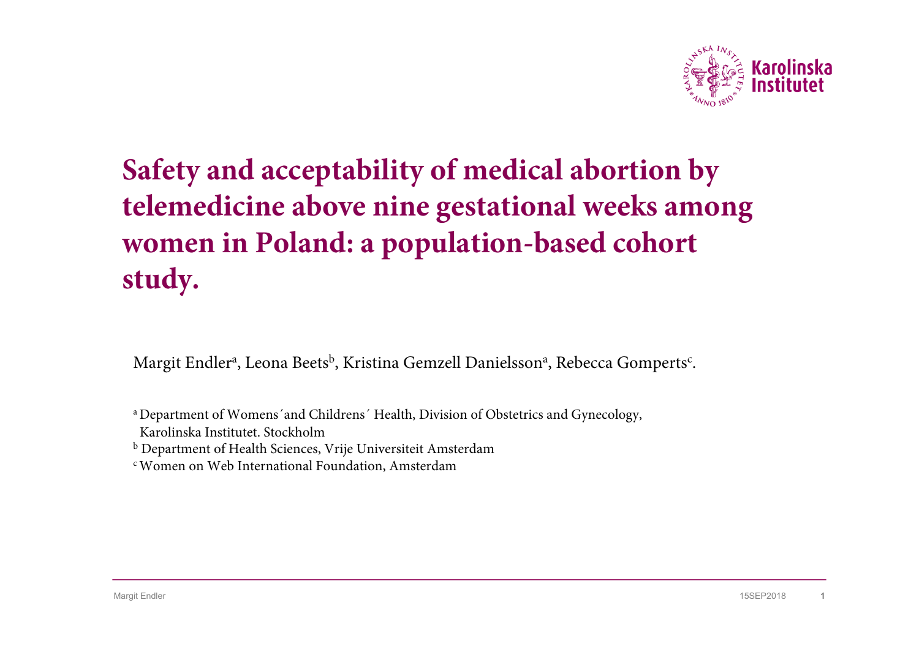# Safety and acceptability of medical abortion by telemedicine above nine gestational weeks among women in Poland: a population-based cohort study.

Margit Endler[a], Leona Beets[b], Kristina Gemzell Danielsson[a], Rebecca Gomperts[c].

[a] Department of Womens´and Childrens´ Health, Division of Obstetrics and Gynecology, Karolinska Institutet. Stockholm

[b] Department of Health Sciences, Vrije Universiteit Amsterdam

[c] Women on Web International Foundation, Amsterdam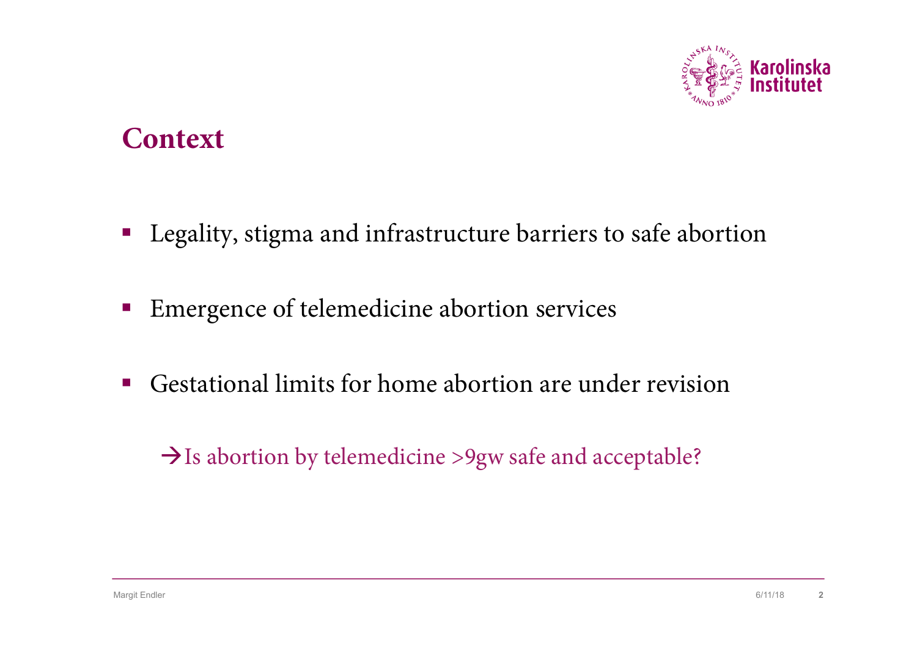## Context

- Legality, stigma and infrastructure barriers to safe abortion
- Emergence of telemedicine abortion services
- Gestational limits for home abortion are under revision

→Is abortion by telemedicine >9gw safe and acceptable?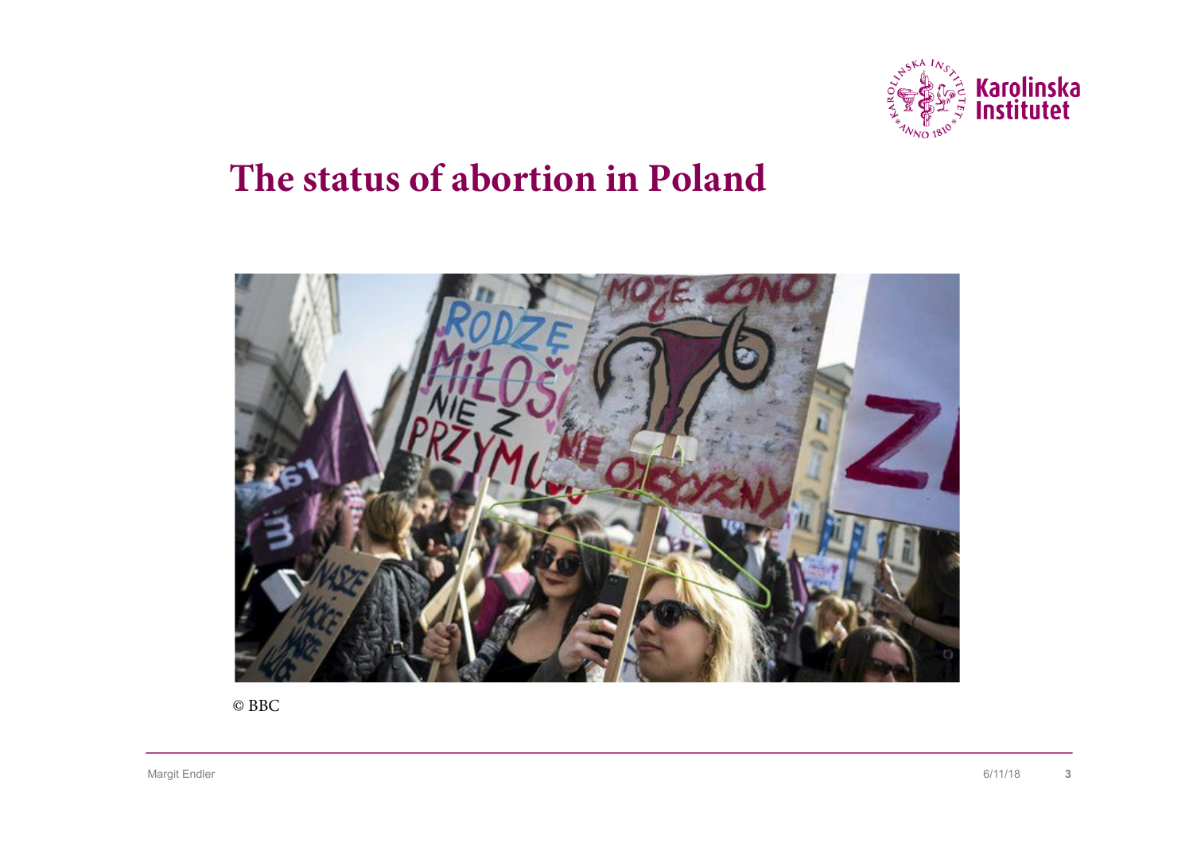# The status of abortion in Poland

© BBC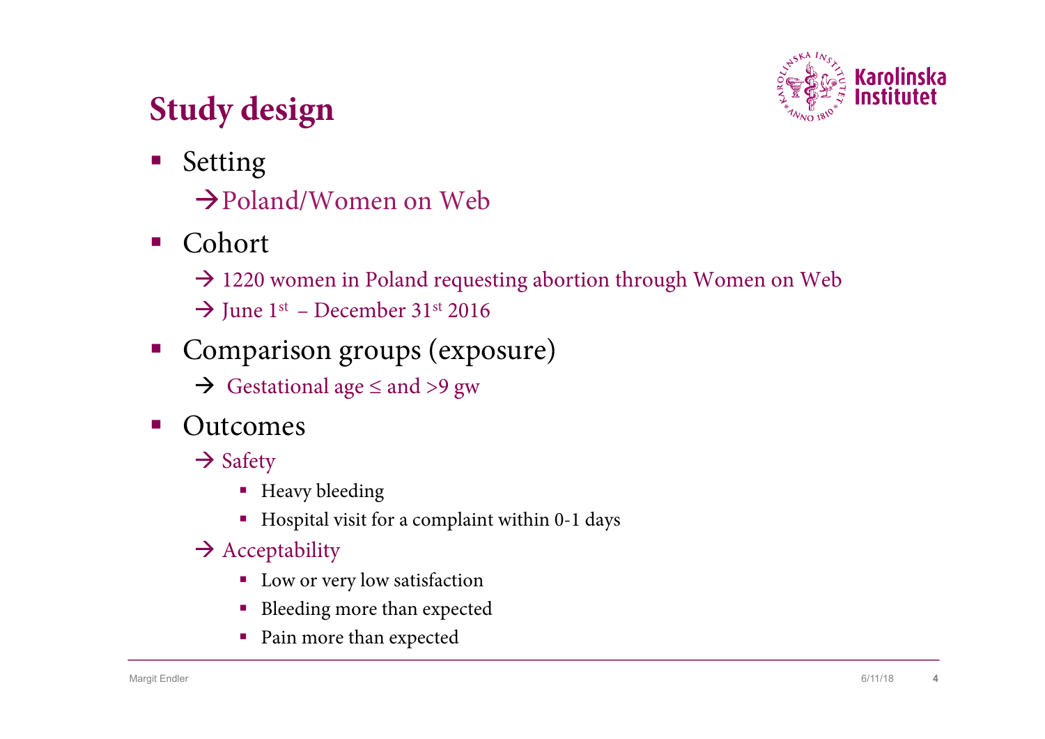# Study design

- Setting
  - → Poland/Women on Web
- Cohort
  - → 1220 women in Poland requesting abortion through Women on Web
  - → June 1st – December 31st 2016
- Comparison groups (exposure)
  - → Gestational age ≤ and >9 gw
- Outcomes
  - → Safety
    - Heavy bleeding
    - Hospital visit for a complaint within 0-1 days
  - → Acceptability
    - Low or very low satisfaction
    - Bleeding more than expected
    - Pain more than expected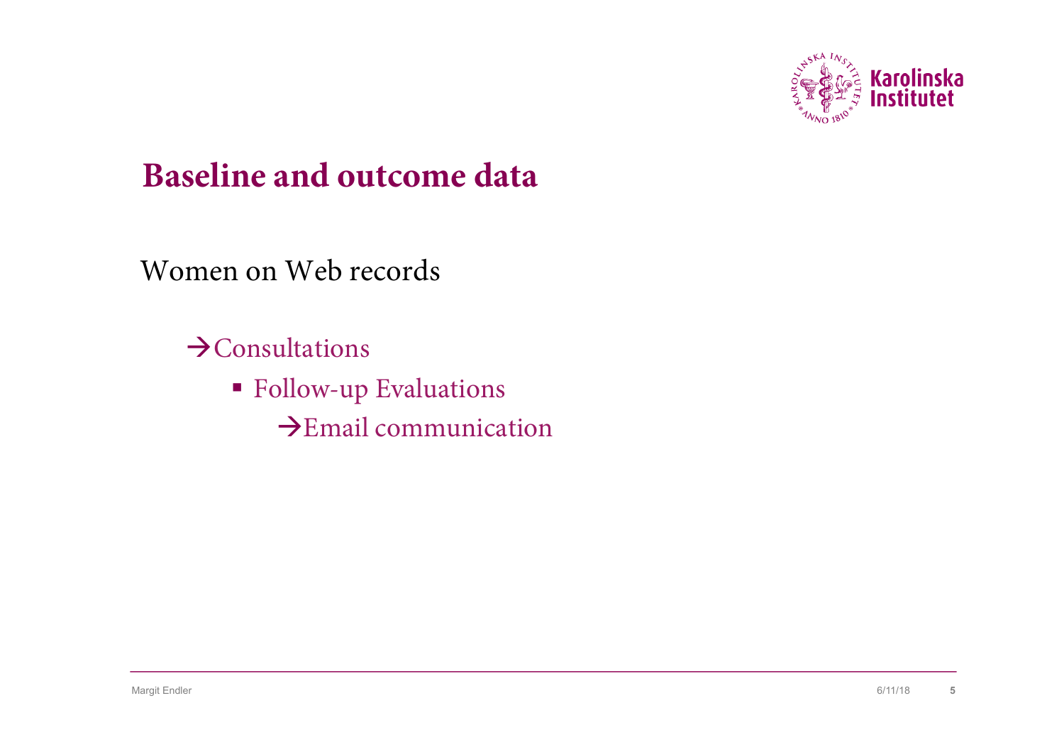# Baseline and outcome data

Women on Web records

→Consultations

- Follow-up Evaluations
  - →Email communication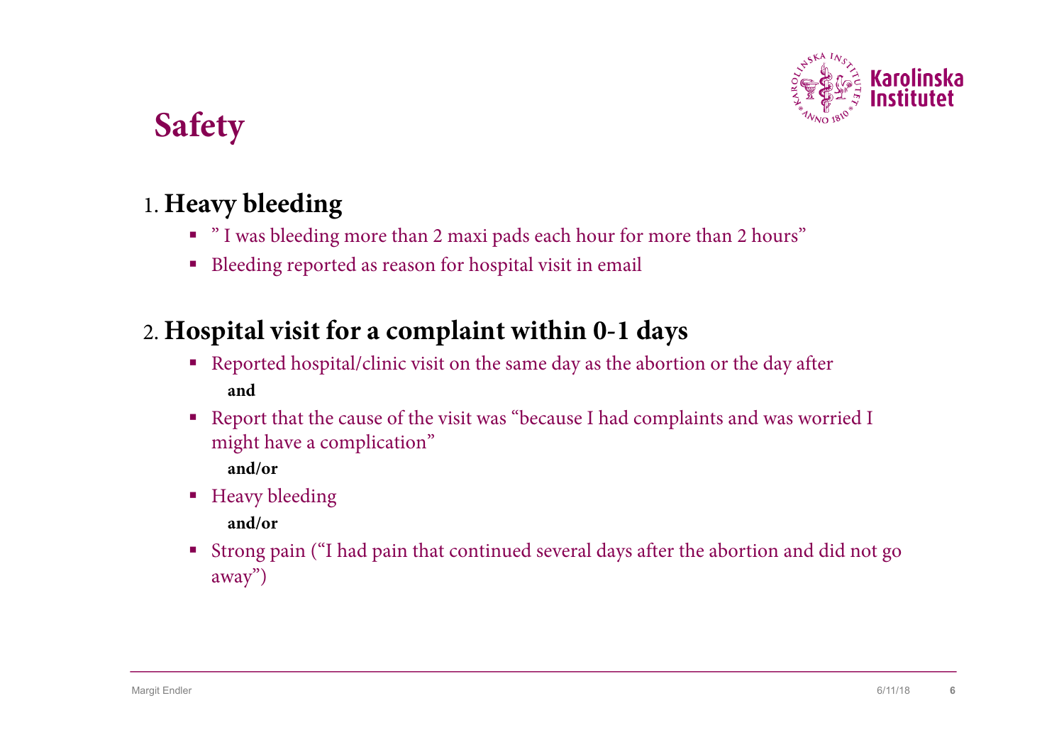# Safety

1. **Heavy bleeding**
   - " I was bleeding more than 2 maxi pads each hour for more than 2 hours"
   - Bleeding reported as reason for hospital visit in email

2. **Hospital visit for a complaint within 0-1 days**
   - Reported hospital/clinic visit on the same day as the abortion or the day after

     **and**
   - Report that the cause of the visit was "because I had complaints and was worried I might have a complication"

     **and/or**
   - Heavy bleeding

     **and/or**
   - Strong pain ("I had pain that continued several days after the abortion and did not go away")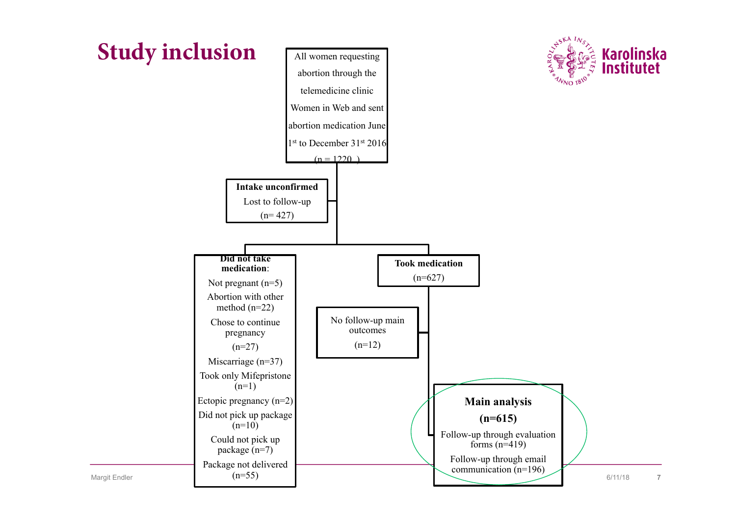# Study inclusion

All women requesting abortion through the telemedicine clinic Women in Web and sent abortion medication June 1st to December 31st 2016 (n = 1220 )

**Intake unconfirmed**
Lost to follow-up
(n= 427)

**Did not take medication**:
- Not pregnant (n=5)
- Abortion with other method (n=22)
- Chose to continue pregnancy (n=27)
- Miscarriage (n=37)
- Took only Mifepristone (n=1)
- Ectopic pregnancy (n=2)
- Did not pick up package (n=10)
- Could not pick up package (n=7)
- Package not delivered (n=55)

**Took medication**
(n=627)

No follow-up main outcomes
(n=12)

**Main analysis**
**(n=615)**
- Follow-up through evaluation forms (n=419)
- Follow-up through email communication (n=196)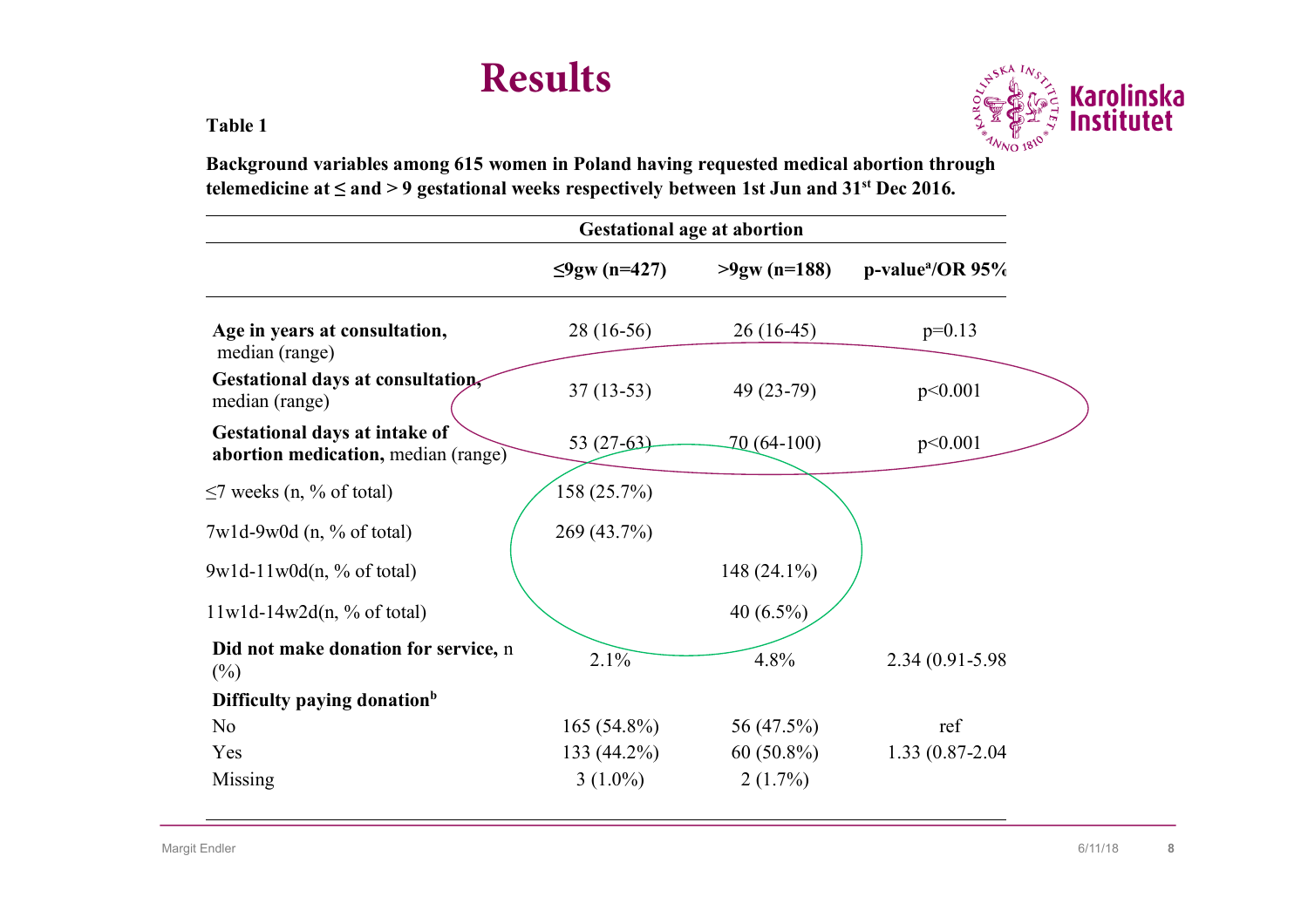# Results

**Table 1**

**Background variables among 615 women in Poland having requested medical abortion through telemedicine at ≤ and > 9 gestational weeks respectively between 1st Jun and 31[st] Dec 2016.**

| | Gestational age at abortion | | |
|---|---|---|---|
| | **≤9gw (n=427)** | **>9gw (n=188)** | **p-value[a]/OR 95%** |
| **Age in years at consultation,** median (range) | 28 (16-56) | 26 (16-45) | p=0.13 |
| **Gestational days at consultation,** median (range) | 37 (13-53) | 49 (23-79) | p<0.001 |
| **Gestational days at intake of abortion medication,** median (range) | 53 (27-63) | 70 (64-100) | p<0.001 |
| ≤7 weeks (n, % of total) | 158 (25.7%) | | |
| 7w1d-9w0d (n, % of total) | 269 (43.7%) | | |
| 9w1d-11w0d(n, % of total) | | 148 (24.1%) | |
| 11w1d-14w2d(n, % of total) | | 40 (6.5%) | |
| **Did not make donation for service,** n (%) | 2.1% | 4.8% | 2.34 (0.91-5.98 |
| **Difficulty paying donation[b]** | | | |
| No | 165 (54.8%) | 56 (47.5%) | ref |
| Yes | 133 (44.2%) | 60 (50.8%) | 1.33 (0.87-2.04 |
| Missing | 3 (1.0%) | 2 (1.7%) | |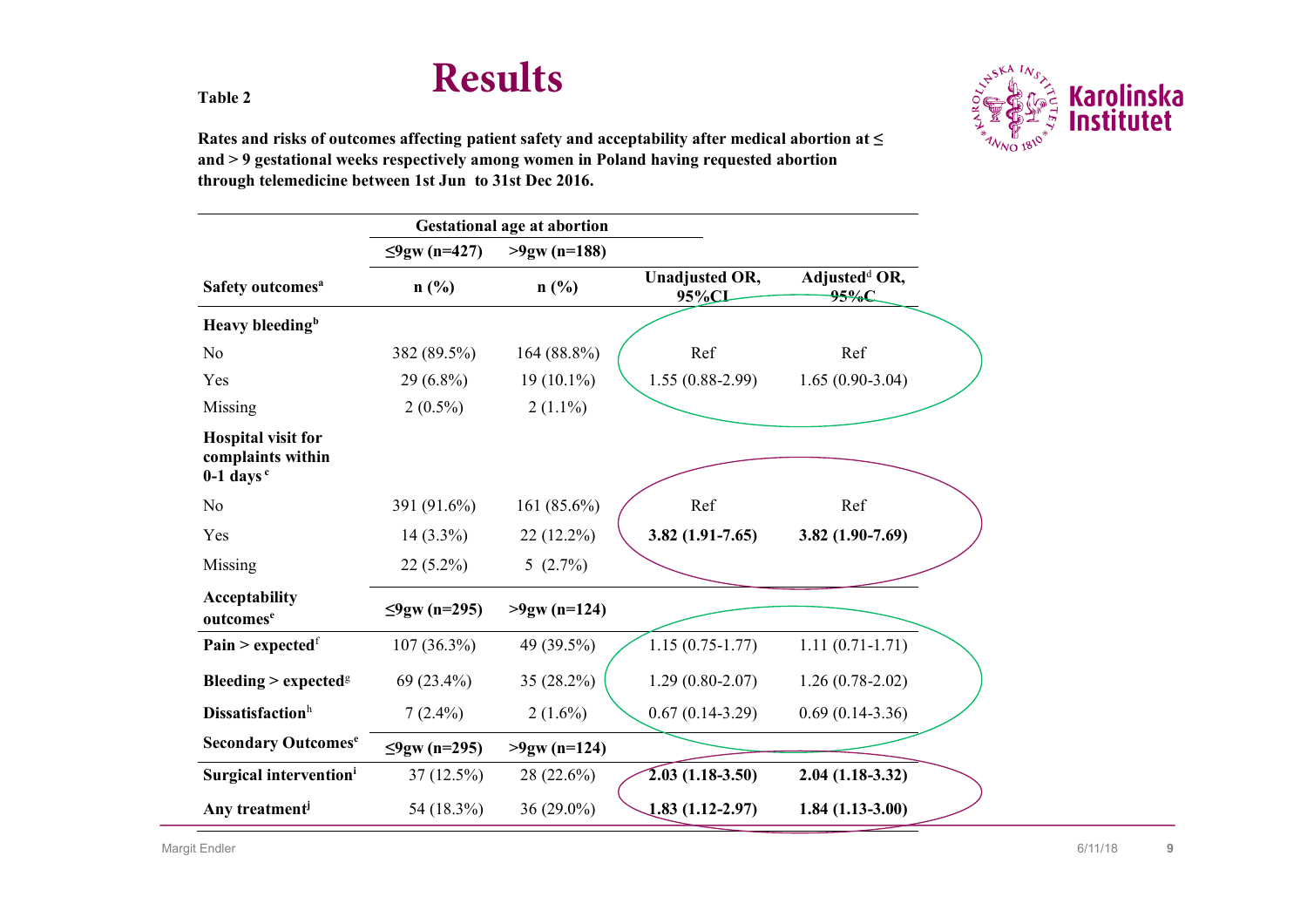# Results

**Table 2**

**Rates and risks of outcomes affecting patient safety and acceptability after medical abortion at ≤ and > 9 gestational weeks respectively among women in Poland having requested abortion through telemedicine between 1st Jun to 31st Dec 2016.**

| | Gestational age at abortion | | | |
|---|---|---|---|---|
| | **≤9gw (n=427)** | **>9gw (n=188)** | | |
| **Safety outcomes[a]** | **n (%)** | **n (%)** | **Unadjusted OR, 95%CI** | **Adjusted[d] OR, 95%CI** |
| **Heavy bleeding[b]** | | | | |
| No | 382 (89.5%) | 164 (88.8%) | Ref | Ref |
| Yes | 29 (6.8%) | 19 (10.1%) | 1.55 (0.88-2.99) | 1.65 (0.90-3.04) |
| Missing | 2 (0.5%) | 2 (1.1%) | | |
| **Hospital visit for complaints within 0-1 days[c]** | | | | |
| No | 391 (91.6%) | 161 (85.6%) | Ref | Ref |
| Yes | 14 (3.3%) | 22 (12.2%) | **3.82 (1.91-7.65)** | **3.82 (1.90-7.69)** |
| Missing | 22 (5.2%) | 5 (2.7%) | | |
| **Acceptability outcomes[e]** | **≤9gw (n=295)** | **>9gw (n=124)** | | |
| **Pain > expected[f]** | 107 (36.3%) | 49 (39.5%) | 1.15 (0.75-1.77) | 1.11 (0.71-1.71) |
| **Bleeding > expected[g]** | 69 (23.4%) | 35 (28.2%) | 1.29 (0.80-2.07) | 1.26 (0.78-2.02) |
| **Dissatisfaction[h]** | 7 (2.4%) | 2 (1.6%) | 0.67 (0.14-3.29) | 0.69 (0.14-3.36) |
| **Secondary Outcomes[e]** | **≤9gw (n=295)** | **>9gw (n=124)** | | |
| **Surgical intervention[i]** | 37 (12.5%) | 28 (22.6%) | **2.03 (1.18-3.50)** | **2.04 (1.18-3.32)** |
| **Any treatment[j]** | 54 (18.3%) | 36 (29.0%) | **1.83 (1.12-2.97)** | **1.84 (1.13-3.00)** |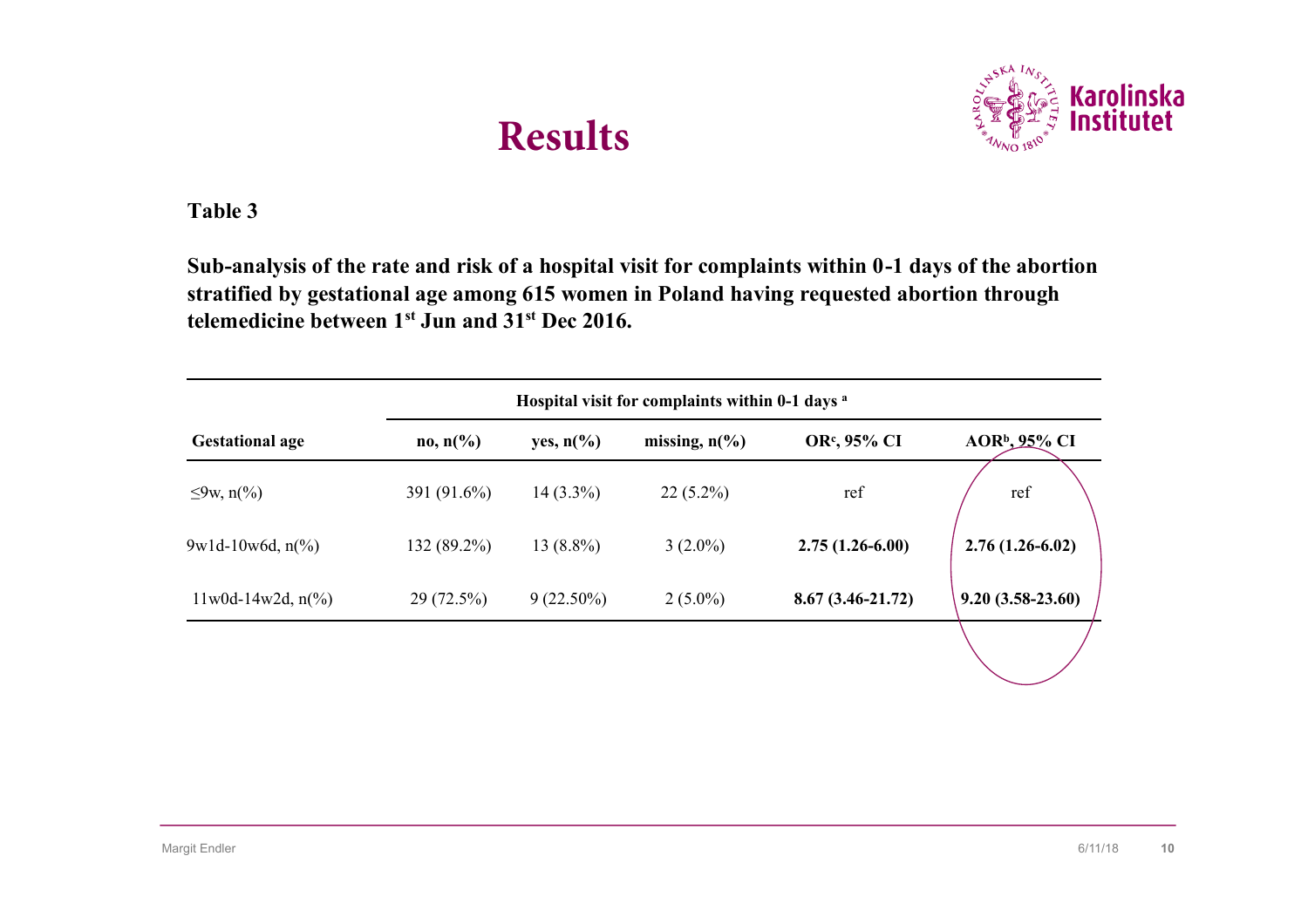# Results

**Table 3**

**Sub-analysis of the rate and risk of a hospital visit for complaints within 0-1 days of the abortion stratified by gestational age among 615 women in Poland having requested abortion through telemedicine between 1st Jun and 31st Dec 2016.**

| | **Hospital visit for complaints within 0-1 days [a]** | | | | |
|---|---|---|---|---|---|
| **Gestational age** | **no, n(%)** | **yes, n(%)** | **missing, n(%)** | **OR[c], 95% CI** | **AOR[b], 95% CI** |
| ≤9w, n(%) | 391 (91.6%) | 14 (3.3%) | 22 (5.2%) | ref | ref |
| 9w1d-10w6d, n(%) | 132 (89.2%) | 13 (8.8%) | 3 (2.0%) | **2.75 (1.26-6.00)** | **2.76 (1.26-6.02)** |
| 11w0d-14w2d, n(%) | 29 (72.5%) | 9 (22.50%) | 2 (5.0%) | **8.67 (3.46-21.72)** | **9.20 (3.58-23.60)** |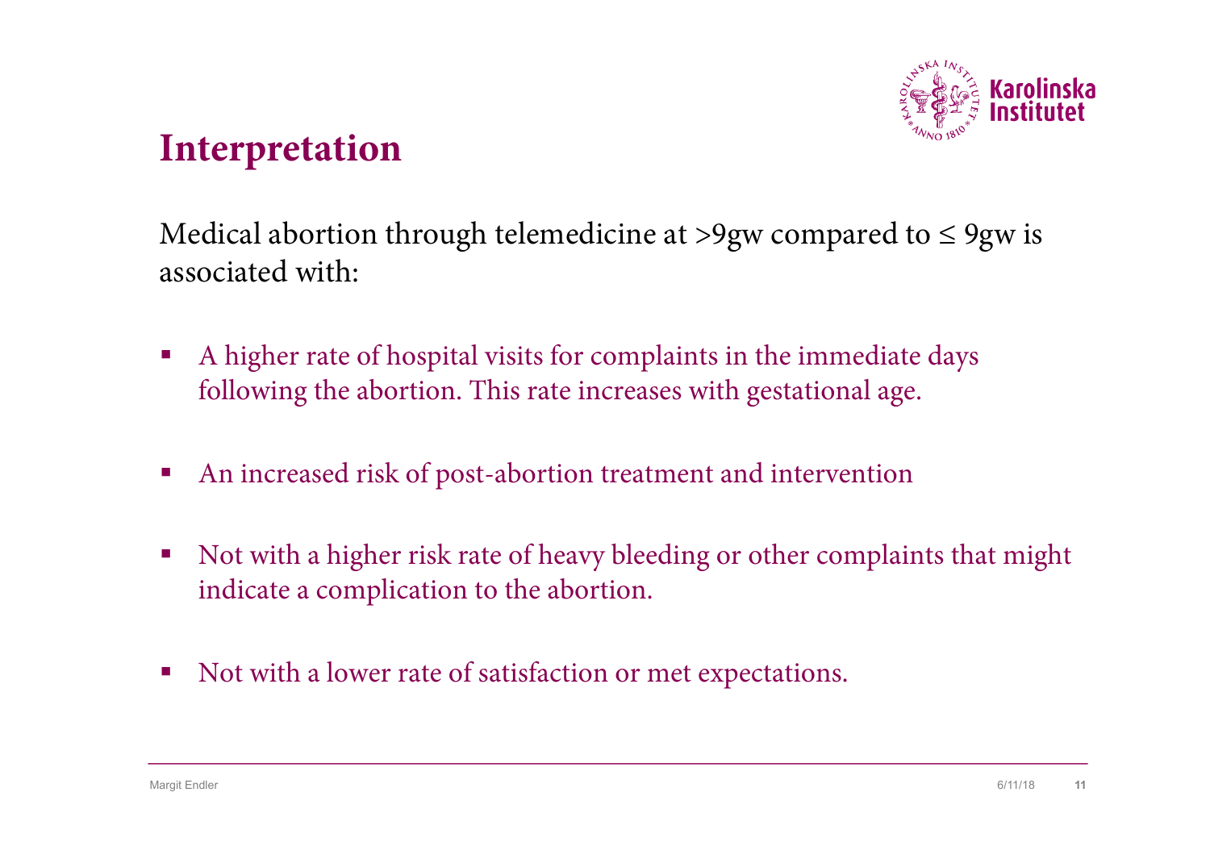# Interpretation

Medical abortion through telemedicine at >9gw compared to ≤ 9gw is associated with:

- A higher rate of hospital visits for complaints in the immediate days following the abortion. This rate increases with gestational age.
- An increased risk of post-abortion treatment and intervention
- Not with a higher risk rate of heavy bleeding or other complaints that might indicate a complication to the abortion.
- Not with a lower rate of satisfaction or met expectations.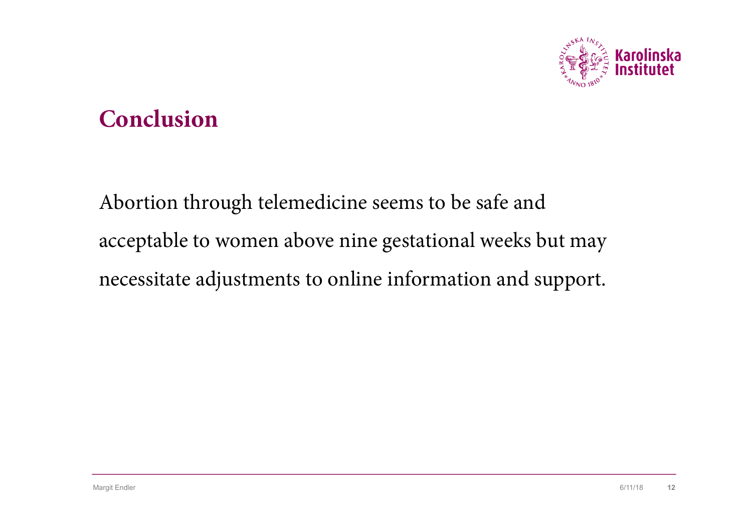# Conclusion

Abortion through telemedicine seems to be safe and acceptable to women above nine gestational weeks but may necessitate adjustments to online information and support.